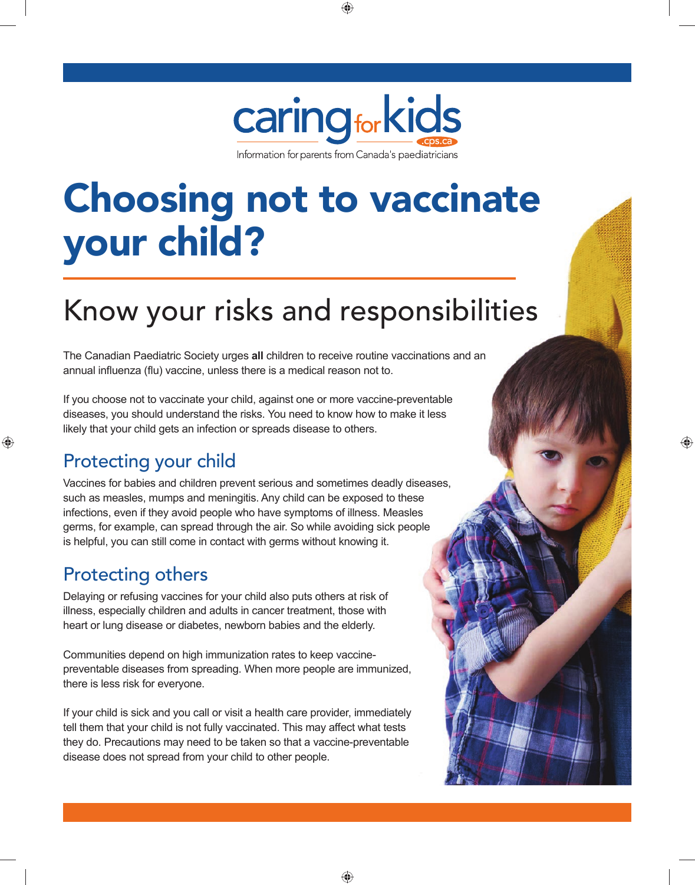caringforkids.cps.ca

Information for parents from Canada's paediatricians

# Choosing not to vaccinate your child?

## Know your risks and responsibilities

The Canadian Paediatric Society urges **all** children to receive routine vaccinations and an annual influenza (flu) vaccine, unless there is a medical reason not to.

If you choose not to vaccinate your child, against one or more vaccine-preventable diseases, you should understand the risks. You need to know how to make it less likely that your child gets an infection or spreads disease to others.

### Protecting your child

Vaccines for babies and children prevent serious and sometimes deadly diseases, such as measles, mumps and meningitis. Any child can be exposed to these infections, even if they avoid people who have symptoms of illness. Measles germs, for example, can spread through the air. So while avoiding sick people is helpful, you can still come in contact with germs without knowing it.

### Protecting others

Delaying or refusing vaccines for your child also puts others at risk of illness, especially children and adults in cancer treatment, those with heart or lung disease or diabetes, newborn babies and the elderly.

Communities depend on high immunization rates to keep vaccine-preventable diseases from spreading. When more people are immunized, there is less risk for everyone.

If your child is sick and you call or visit a health care provider, immediately tell them that your child is not fully vaccinated. This may affect what tests they do. Precautions may need to be taken so that a vaccine-preventable disease does not spread from your child to other people.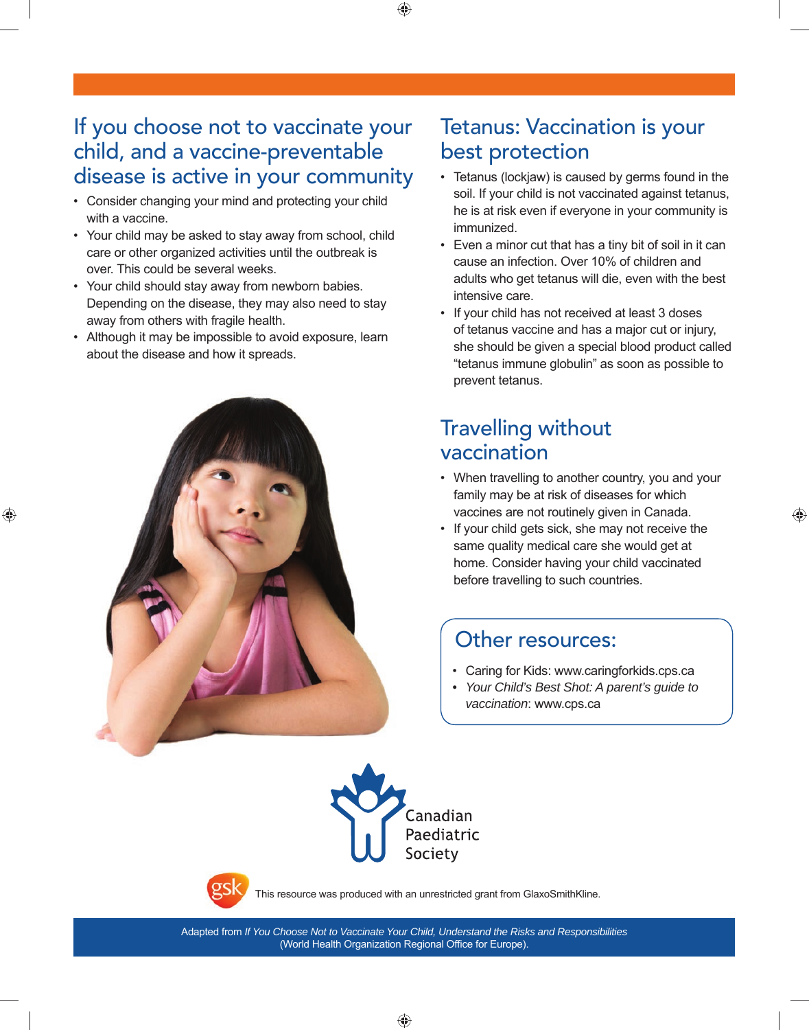## If you choose not to vaccinate your child, and a vaccine-preventable disease is active in your community

- Consider changing your mind and protecting your child with a vaccine.
- Your child may be asked to stay away from school, child care or other organized activities until the outbreak is over. This could be several weeks.
- Your child should stay away from newborn babies. Depending on the disease, they may also need to stay away from others with fragile health.
- Although it may be impossible to avoid exposure, learn about the disease and how it spreads.

## Tetanus: Vaccination is your best protection

- Tetanus (lockjaw) is caused by germs found in the soil. If your child is not vaccinated against tetanus, he is at risk even if everyone in your community is immunized.
- Even a minor cut that has a tiny bit of soil in it can cause an infection. Over 10% of children and adults who get tetanus will die, even with the best intensive care.
- If your child has not received at least 3 doses of tetanus vaccine and has a major cut or injury, she should be given a special blood product called “tetanus immune globulin” as soon as possible to prevent tetanus.

## Travelling without vaccination

- When travelling to another country, you and your family may be at risk of diseases for which vaccines are not routinely given in Canada.
- If your child gets sick, she may not receive the same quality medical care she would get at home. Consider having your child vaccinated before travelling to such countries.

## Other resources:

- Caring for Kids: www.caringforkids.cps.ca
- *Your Child’s Best Shot: A parent’s guide to vaccination*: www.cps.ca

Canadian Paediatric Society

This resource was produced with an unrestricted grant from GlaxoSmithKline.

Adapted from *If You Choose Not to Vaccinate Your Child, Understand the Risks and Responsibilities* (World Health Organization Regional Office for Europe).